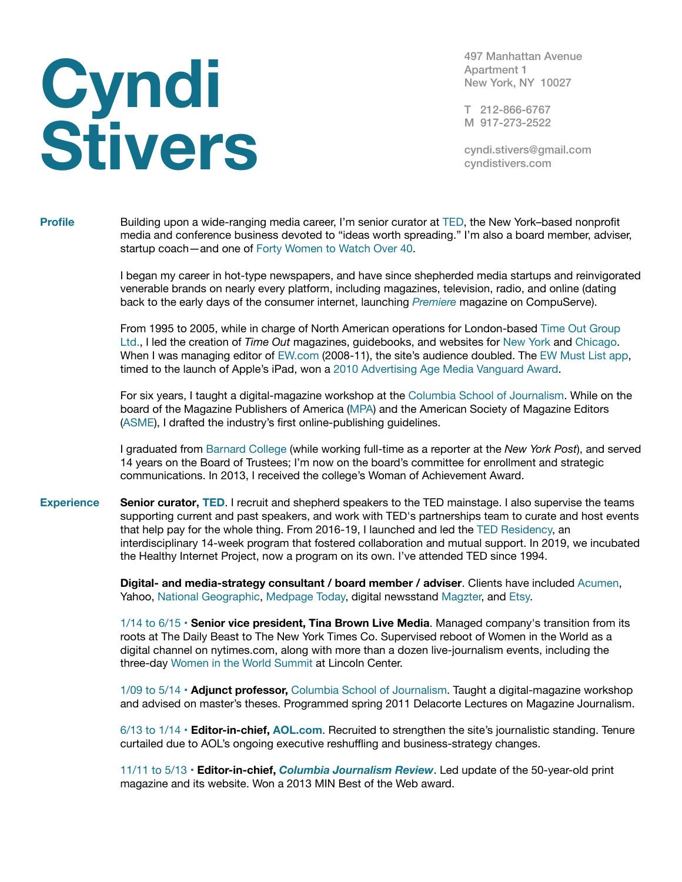# Cyndi Stivers

497 Manhattan Avenue
Apartment 1
New York, NY 10027

T 212-866-6767
M 917-273-2522

cyndi.stivers@gmail.com
cyndistivers.com

## Profile

Building upon a wide-ranging media career, I'm senior curator at TED, the New York–based nonprofit media and conference business devoted to "ideas worth spreading." I'm also a board member, adviser, startup coach—and one of Forty Women to Watch Over 40.

I began my career in hot-type newspapers, and have since shepherded media startups and reinvigorated venerable brands on nearly every platform, including magazines, television, radio, and online (dating back to the early days of the consumer internet, launching *Premiere* magazine on CompuServe).

From 1995 to 2005, while in charge of North American operations for London-based Time Out Group Ltd., I led the creation of *Time Out* magazines, guidebooks, and websites for New York and Chicago. When I was managing editor of EW.com (2008-11), the site's audience doubled. The EW Must List app, timed to the launch of Apple's iPad, won a 2010 Advertising Age Media Vanguard Award.

For six years, I taught a digital-magazine workshop at the Columbia School of Journalism. While on the board of the Magazine Publishers of America (MPA) and the American Society of Magazine Editors (ASME), I drafted the industry's first online-publishing guidelines.

I graduated from Barnard College (while working full-time as a reporter at the *New York Post*), and served 14 years on the Board of Trustees; I'm now on the board's committee for enrollment and strategic communications. In 2013, I received the college's Woman of Achievement Award.

## Experience

**Senior curator, TED**. I recruit and shepherd speakers to the TED mainstage. I also supervise the teams supporting current and past speakers, and work with TED's partnerships team to curate and host events that help pay for the whole thing. From 2016-19, I launched and led the TED Residency, an interdisciplinary 14-week program that fostered collaboration and mutual support. In 2019, we incubated the Healthy Internet Project, now a program on its own. I've attended TED since 1994.

**Digital- and media-strategy consultant / board member / adviser**. Clients have included Acumen, Yahoo, National Geographic, Medpage Today, digital newsstand Magzter, and Etsy.

1/14 to 6/15 • **Senior vice president, Tina Brown Live Media**. Managed company's transition from its roots at The Daily Beast to The New York Times Co. Supervised reboot of Women in the World as a digital channel on nytimes.com, along with more than a dozen live-journalism events, including the three-day Women in the World Summit at Lincoln Center.

1/09 to 5/14 • **Adjunct professor,** Columbia School of Journalism. Taught a digital-magazine workshop and advised on master's theses. Programmed spring 2011 Delacorte Lectures on Magazine Journalism.

6/13 to 1/14 • **Editor-in-chief, AOL.com**. Recruited to strengthen the site's journalistic standing. Tenure curtailed due to AOL's ongoing executive reshuffling and business-strategy changes.

11/11 to 5/13 • **Editor-in-chief, *Columbia Journalism Review***. Led update of the 50-year-old print magazine and its website. Won a 2013 MIN Best of the Web award.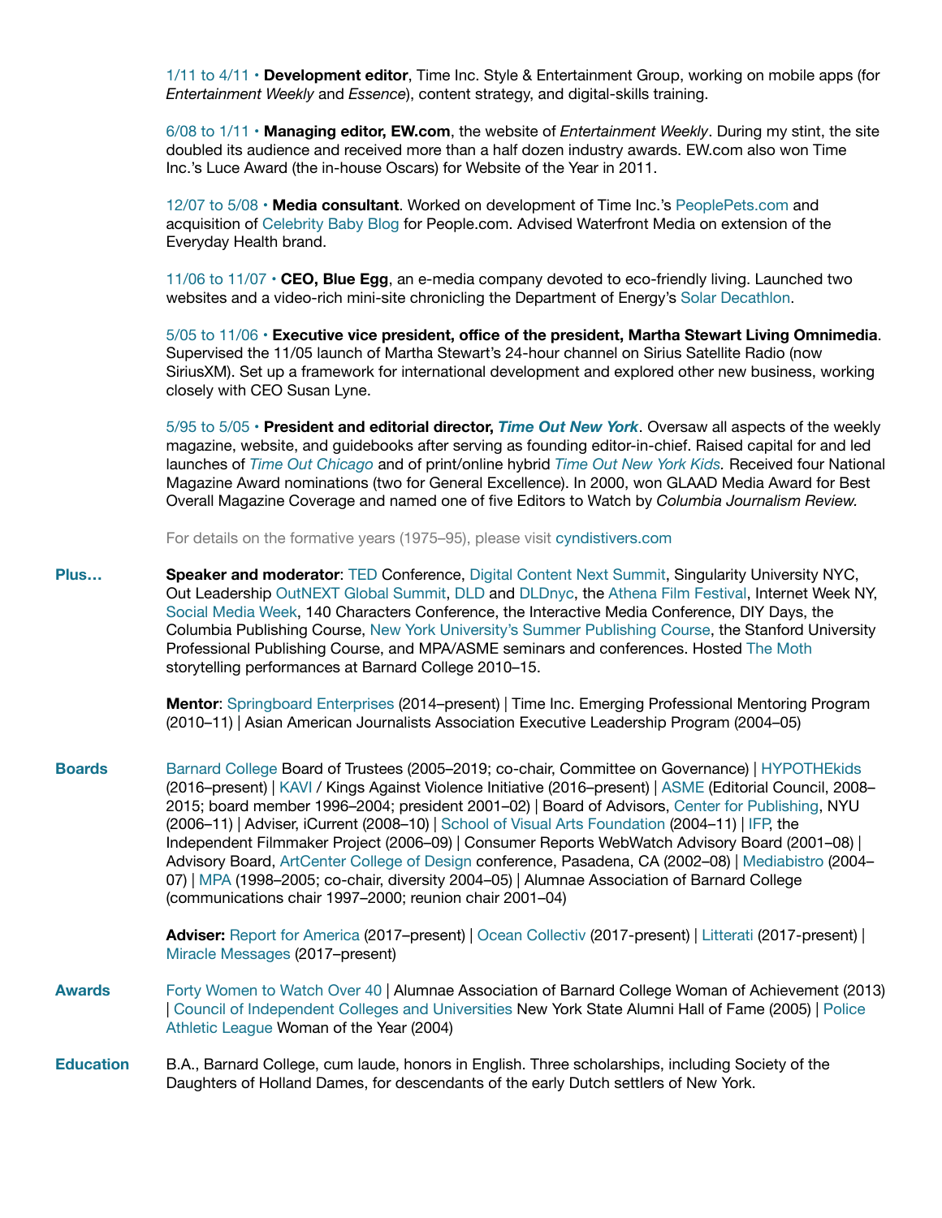1/11 to 4/11 • **Development editor**, Time Inc. Style & Entertainment Group, working on mobile apps (for *Entertainment Weekly* and *Essence*), content strategy, and digital-skills training.

6/08 to 1/11 • **Managing editor, EW.com**, the website of *Entertainment Weekly*. During my stint, the site doubled its audience and received more than a half dozen industry awards. EW.com also won Time Inc.'s Luce Award (the in-house Oscars) for Website of the Year in 2011.

12/07 to 5/08 • **Media consultant**. Worked on development of Time Inc.'s PeoplePets.com and acquisition of Celebrity Baby Blog for People.com. Advised Waterfront Media on extension of the Everyday Health brand.

11/06 to 11/07 • **CEO, Blue Egg**, an e-media company devoted to eco-friendly living. Launched two websites and a video-rich mini-site chronicling the Department of Energy's Solar Decathlon.

5/05 to 11/06 • **Executive vice president, office of the president, Martha Stewart Living Omnimedia**. Supervised the 11/05 launch of Martha Stewart's 24-hour channel on Sirius Satellite Radio (now SiriusXM). Set up a framework for international development and explored other new business, working closely with CEO Susan Lyne.

5/95 to 5/05 • **President and editorial director, *Time Out New York***. Oversaw all aspects of the weekly magazine, website, and guidebooks after serving as founding editor-in-chief. Raised capital for and led launches of *Time Out Chicago* and of print/online hybrid *Time Out New York Kids*. Received four National Magazine Award nominations (two for General Excellence). In 2000, won GLAAD Media Award for Best Overall Magazine Coverage and named one of five Editors to Watch by *Columbia Journalism Review.*

For details on the formative years (1975–95), please visit cyndistivers.com

## Plus…

**Speaker and moderator**: TED Conference, Digital Content Next Summit, Singularity University NYC, Out Leadership OutNEXT Global Summit, DLD and DLDnyc, the Athena Film Festival, Internet Week NY, Social Media Week, 140 Characters Conference, the Interactive Media Conference, DIY Days, the Columbia Publishing Course, New York University's Summer Publishing Course, the Stanford University Professional Publishing Course, and MPA/ASME seminars and conferences. Hosted The Moth storytelling performances at Barnard College 2010–15.

**Mentor**: Springboard Enterprises (2014–present) | Time Inc. Emerging Professional Mentoring Program (2010–11) | Asian American Journalists Association Executive Leadership Program (2004–05)

## Boards

Barnard College Board of Trustees (2005–2019; co-chair, Committee on Governance) | HYPOTHEkids (2016–present) | KAVI / Kings Against Violence Initiative (2016–present) | ASME (Editorial Council, 2008–2015; board member 1996–2004; president 2001–02) | Board of Advisors, Center for Publishing, NYU (2006–11) | Adviser, iCurrent (2008–10) | School of Visual Arts Foundation (2004–11) | IFP, the Independent Filmmaker Project (2006–09) | Consumer Reports WebWatch Advisory Board (2001–08) | Advisory Board, ArtCenter College of Design conference, Pasadena, CA (2002–08) | Mediabistro (2004–07) | MPA (1998–2005; co-chair, diversity 2004–05) | Alumnae Association of Barnard College (communications chair 1997–2000; reunion chair 2001–04)

**Adviser:** Report for America (2017–present) | Ocean Collectiv (2017-present) | Litterati (2017-present) | Miracle Messages (2017–present)

## Awards

Forty Women to Watch Over 40 | Alumnae Association of Barnard College Woman of Achievement (2013) | Council of Independent Colleges and Universities New York State Alumni Hall of Fame (2005) | Police Athletic League Woman of the Year (2004)

## Education

B.A., Barnard College, cum laude, honors in English. Three scholarships, including Society of the Daughters of Holland Dames, for descendants of the early Dutch settlers of New York.